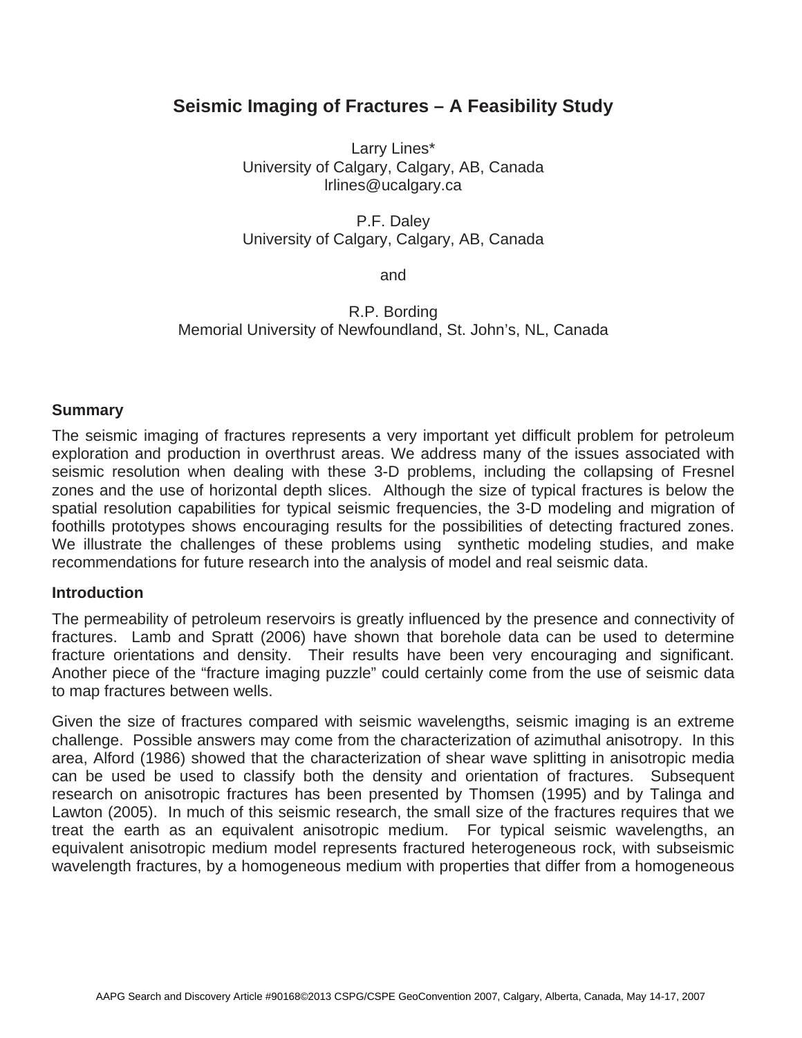# Seismic Imaging of Fractures – A Feasibility Study

Larry Lines*
University of Calgary, Calgary, AB, Canada
lrlines@ucalgary.ca

P.F. Daley
University of Calgary, Calgary, AB, Canada

and

R.P. Bording
Memorial University of Newfoundland, St. John's, NL, Canada

## Summary

The seismic imaging of fractures represents a very important yet difficult problem for petroleum exploration and production in overthrust areas. We address many of the issues associated with seismic resolution when dealing with these 3-D problems, including the collapsing of Fresnel zones and the use of horizontal depth slices. Although the size of typical fractures is below the spatial resolution capabilities for typical seismic frequencies, the 3-D modeling and migration of foothills prototypes shows encouraging results for the possibilities of detecting fractured zones. We illustrate the challenges of these problems using synthetic modeling studies, and make recommendations for future research into the analysis of model and real seismic data.

## Introduction

The permeability of petroleum reservoirs is greatly influenced by the presence and connectivity of fractures. Lamb and Spratt (2006) have shown that borehole data can be used to determine fracture orientations and density. Their results have been very encouraging and significant. Another piece of the "fracture imaging puzzle" could certainly come from the use of seismic data to map fractures between wells.

Given the size of fractures compared with seismic wavelengths, seismic imaging is an extreme challenge. Possible answers may come from the characterization of azimuthal anisotropy. In this area, Alford (1986) showed that the characterization of shear wave splitting in anisotropic media can be used be used to classify both the density and orientation of fractures. Subsequent research on anisotropic fractures has been presented by Thomsen (1995) and by Talinga and Lawton (2005). In much of this seismic research, the small size of the fractures requires that we treat the earth as an equivalent anisotropic medium. For typical seismic wavelengths, an equivalent anisotropic medium model represents fractured heterogeneous rock, with subseismic wavelength fractures, by a homogeneous medium with properties that differ from a homogeneous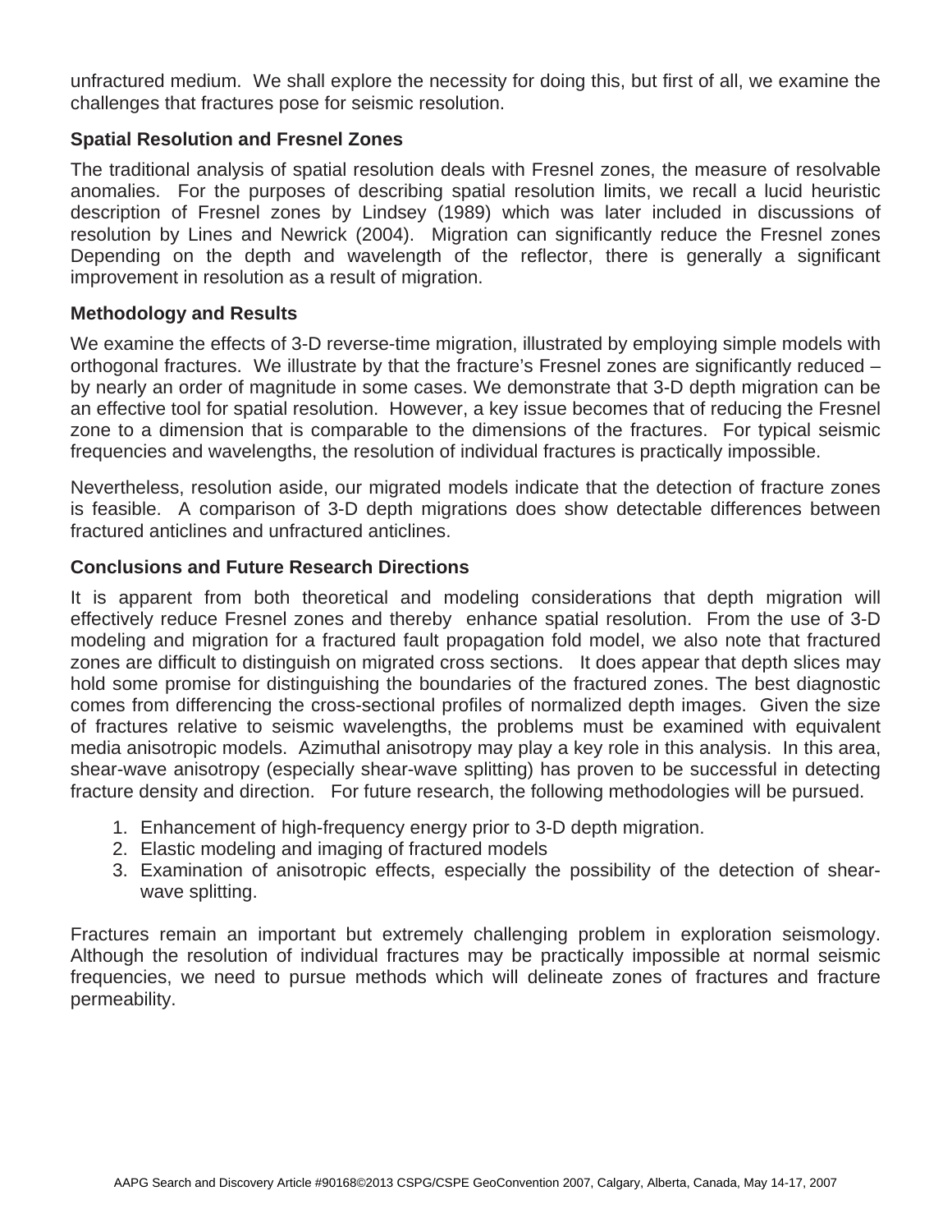unfractured medium. We shall explore the necessity for doing this, but first of all, we examine the challenges that fractures pose for seismic resolution.

### Spatial Resolution and Fresnel Zones

The traditional analysis of spatial resolution deals with Fresnel zones, the measure of resolvable anomalies. For the purposes of describing spatial resolution limits, we recall a lucid heuristic description of Fresnel zones by Lindsey (1989) which was later included in discussions of resolution by Lines and Newrick (2004). Migration can significantly reduce the Fresnel zones Depending on the depth and wavelength of the reflector, there is generally a significant improvement in resolution as a result of migration.

### Methodology and Results

We examine the effects of 3-D reverse-time migration, illustrated by employing simple models with orthogonal fractures. We illustrate by that the fracture's Fresnel zones are significantly reduced – by nearly an order of magnitude in some cases. We demonstrate that 3-D depth migration can be an effective tool for spatial resolution. However, a key issue becomes that of reducing the Fresnel zone to a dimension that is comparable to the dimensions of the fractures. For typical seismic frequencies and wavelengths, the resolution of individual fractures is practically impossible.

Nevertheless, resolution aside, our migrated models indicate that the detection of fracture zones is feasible. A comparison of 3-D depth migrations does show detectable differences between fractured anticlines and unfractured anticlines.

### Conclusions and Future Research Directions

It is apparent from both theoretical and modeling considerations that depth migration will effectively reduce Fresnel zones and thereby enhance spatial resolution. From the use of 3-D modeling and migration for a fractured fault propagation fold model, we also note that fractured zones are difficult to distinguish on migrated cross sections. It does appear that depth slices may hold some promise for distinguishing the boundaries of the fractured zones. The best diagnostic comes from differencing the cross-sectional profiles of normalized depth images. Given the size of fractures relative to seismic wavelengths, the problems must be examined with equivalent media anisotropic models. Azimuthal anisotropy may play a key role in this analysis. In this area, shear-wave anisotropy (especially shear-wave splitting) has proven to be successful in detecting fracture density and direction. For future research, the following methodologies will be pursued.

1. Enhancement of high-frequency energy prior to 3-D depth migration.
2. Elastic modeling and imaging of fractured models
3. Examination of anisotropic effects, especially the possibility of the detection of shear-wave splitting.

Fractures remain an important but extremely challenging problem in exploration seismology. Although the resolution of individual fractures may be practically impossible at normal seismic frequencies, we need to pursue methods which will delineate zones of fractures and fracture permeability.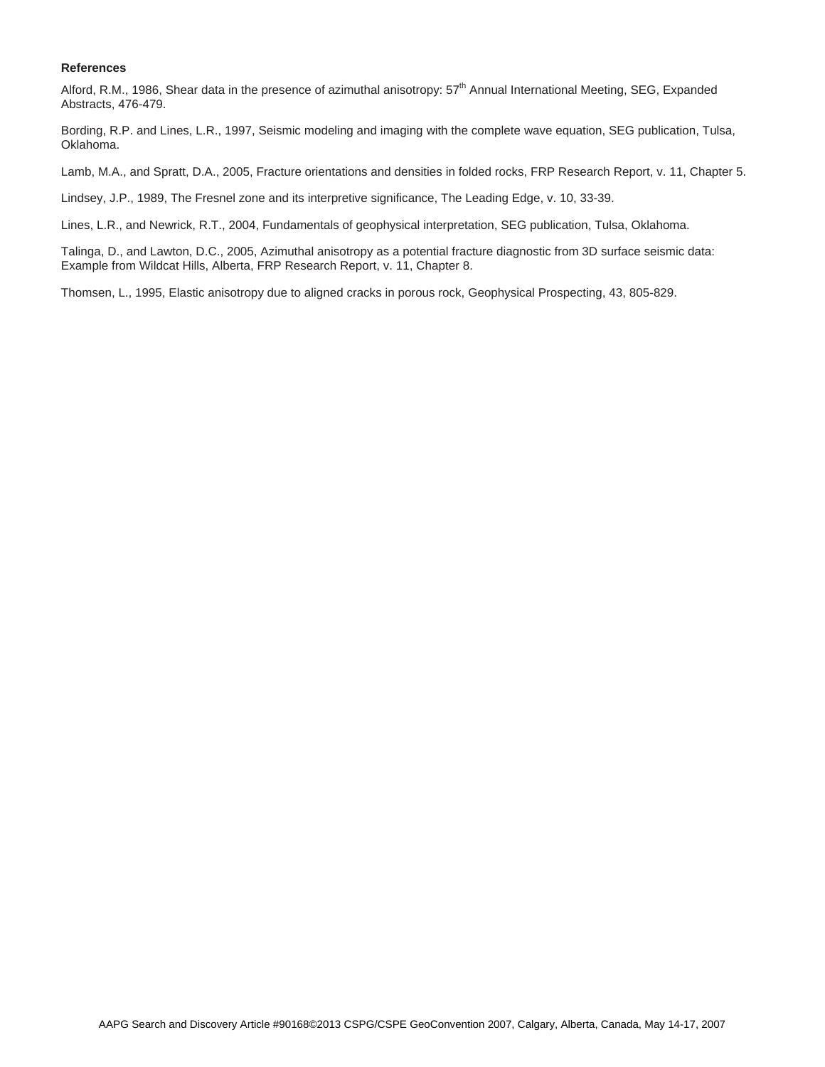**References**

Alford, R.M., 1986, Shear data in the presence of azimuthal anisotropy: 57th Annual International Meeting, SEG, Expanded Abstracts, 476-479.

Bording, R.P. and Lines, L.R., 1997, Seismic modeling and imaging with the complete wave equation, SEG publication, Tulsa, Oklahoma.

Lamb, M.A., and Spratt, D.A., 2005, Fracture orientations and densities in folded rocks, FRP Research Report, v. 11, Chapter 5.

Lindsey, J.P., 1989, The Fresnel zone and its interpretive significance, The Leading Edge, v. 10, 33-39.

Lines, L.R., and Newrick, R.T., 2004, Fundamentals of geophysical interpretation, SEG publication, Tulsa, Oklahoma.

Talinga, D., and Lawton, D.C., 2005, Azimuthal anisotropy as a potential fracture diagnostic from 3D surface seismic data: Example from Wildcat Hills, Alberta, FRP Research Report, v. 11, Chapter 8.

Thomsen, L., 1995, Elastic anisotropy due to aligned cracks in porous rock, Geophysical Prospecting, 43, 805-829.